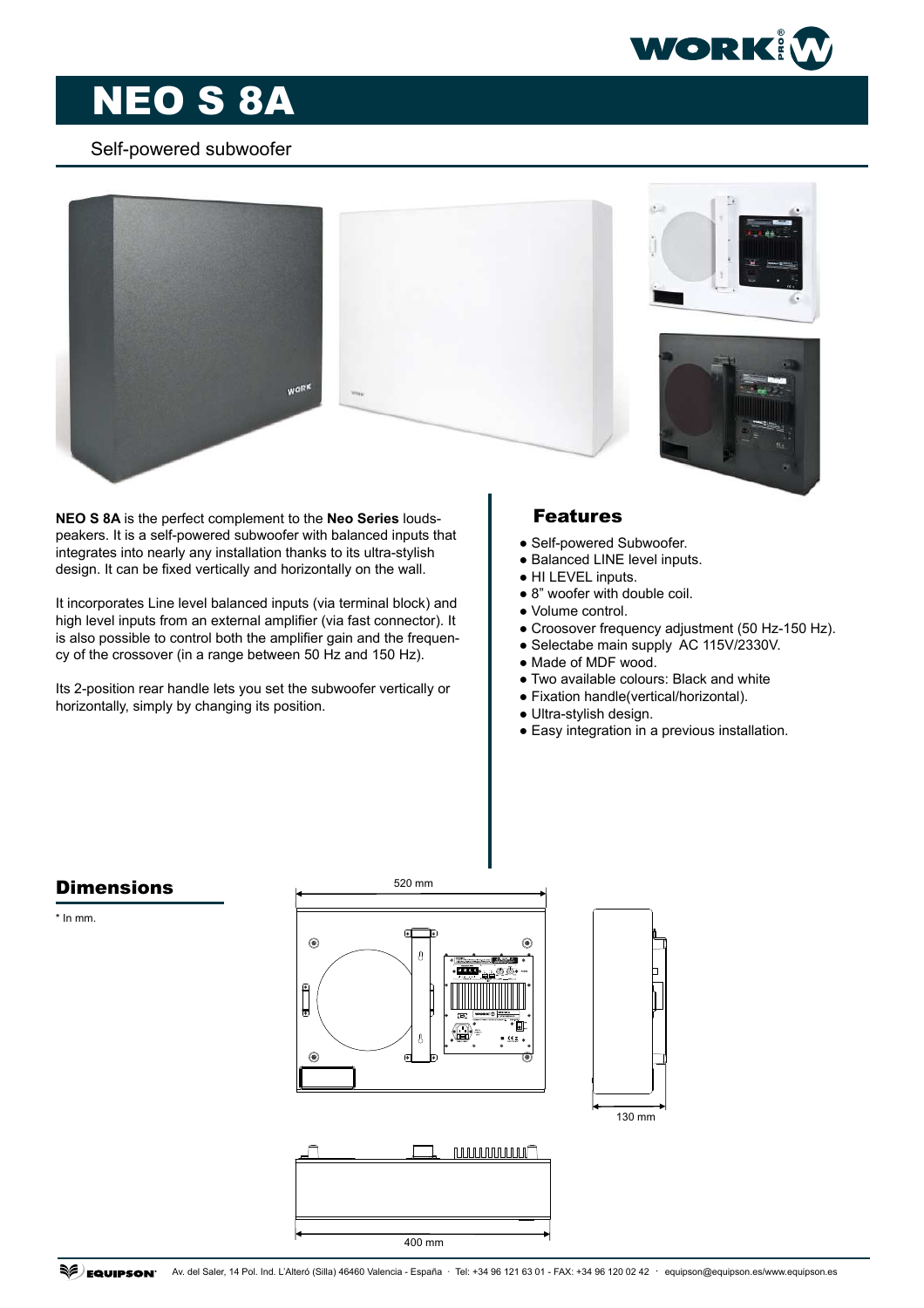# NEO S 8A

Self-powered subwoofer

**NEO S 8A** is the perfect complement to the **Neo Series** loudspeakers. It is a self-powered subwoofer with balanced inputs that integrates into nearly any installation thanks to its ultra-stylish design. It can be fixed vertically and horizontally on the wall.

It incorporates Line level balanced inputs (via terminal block) and high level inputs from an external amplifier (via fast connector). It is also possible to control both the amplifier gain and the frequency of the crossover (in a range between 50 Hz and 150 Hz).

Its 2-position rear handle lets you set the subwoofer vertically or horizontally, simply by changing its position.

## Features

- Self-powered Subwoofer.
- Balanced LINE level inputs.
- HI LEVEL inputs.
- 8" woofer with double coil.
- Volume control.
- Croosover frequency adjustment (50 Hz-150 Hz).
- Selectabe main supply AC 115V/2330V.
- Made of MDF wood.
- Two available colours: Black and white
- Fixation handle(vertical/horizontal).
- Ultra-stylish design.
- Easy integration in a previous installation.

## Dimensions

* In mm.

520 mm

130 mm

400 mm

Av. del Saler, 14 Pol. Ind. L'Alteró (Silla) 46460 Valencia - España · Tel: +34 96 121 63 01 - FAX: +34 96 120 02 42 · equipson@equipson.es/www.equipson.es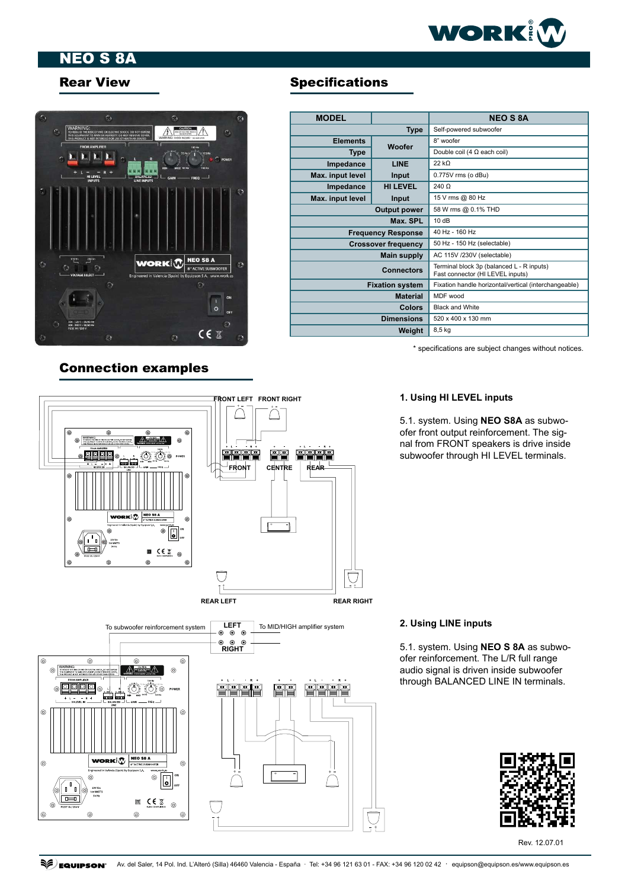# NEO S 8A

## Rear View

## Specifications

| MODEL | | NEO S 8A |
|---|---|---|
| Type | | Self-powered subwoofer |
| Elements | Woofer | 8" woofer |
| Type | | Double coil (4 Ω each coil) |
| Impedance | LINE | 22 kΩ |
| Max. input level | Input | 0.775V rms (o dBu) |
| Impedance | HI LEVEL | 240 Ω |
| Max. input level | Input | 15 V rms @ 80 Hz |
| Output power | | 58 W rms @ 0.1% THD |
| Max. SPL | | 10 dB |
| Frequency Response | | 40 Hz - 160 Hz |
| Crossover frequency | | 50 Hz - 150 Hz (selectable) |
| Main supply | | AC 115V /230V (selectable) |
| Connectors | | Terminal block 3p (balanced L - R inputs)<br>Fast connector (HI LEVEL inputs) |
| Fixation system | | Fixation handle horizontal/vertical (interchangeable) |
| Material | | MDF wood |
| Colors | | Black and White |
| Dimensions | | 520 x 400 x 130 mm |
| Weight | | 8,5 kg |

\* specifications are subject changes without notices.

## Connection examples

FRONT LEFT FRONT RIGHT

FRONT CENTRE REAR

REAR LEFT REAR RIGHT

### 1. Using HI LEVEL inputs

5.1. system. Using **NEO S8A** as subwoofer front output reinforcement. The signal from FRONT speakers is drive inside subwoofer through HI LEVEL terminals.

To subwoofer reinforcement system LEFT RIGHT To MID/HIGH amplifier system

### 2. Using LINE inputs

5.1. system. Using **NEO S 8A** as subwoofer reinforcement. The L/R full range audio signal is driven inside subwoofer through BALANCED LINE IN terminals.

Rev. 12.07.01

EQUIPSON Av. del Saler, 14 Pol. Ind. L'Alteró (Silla) 46460 Valencia - España · Tel: +34 96 121 63 01 - FAX: +34 96 120 02 42 · equipson@equipson.es/www.equipson.es